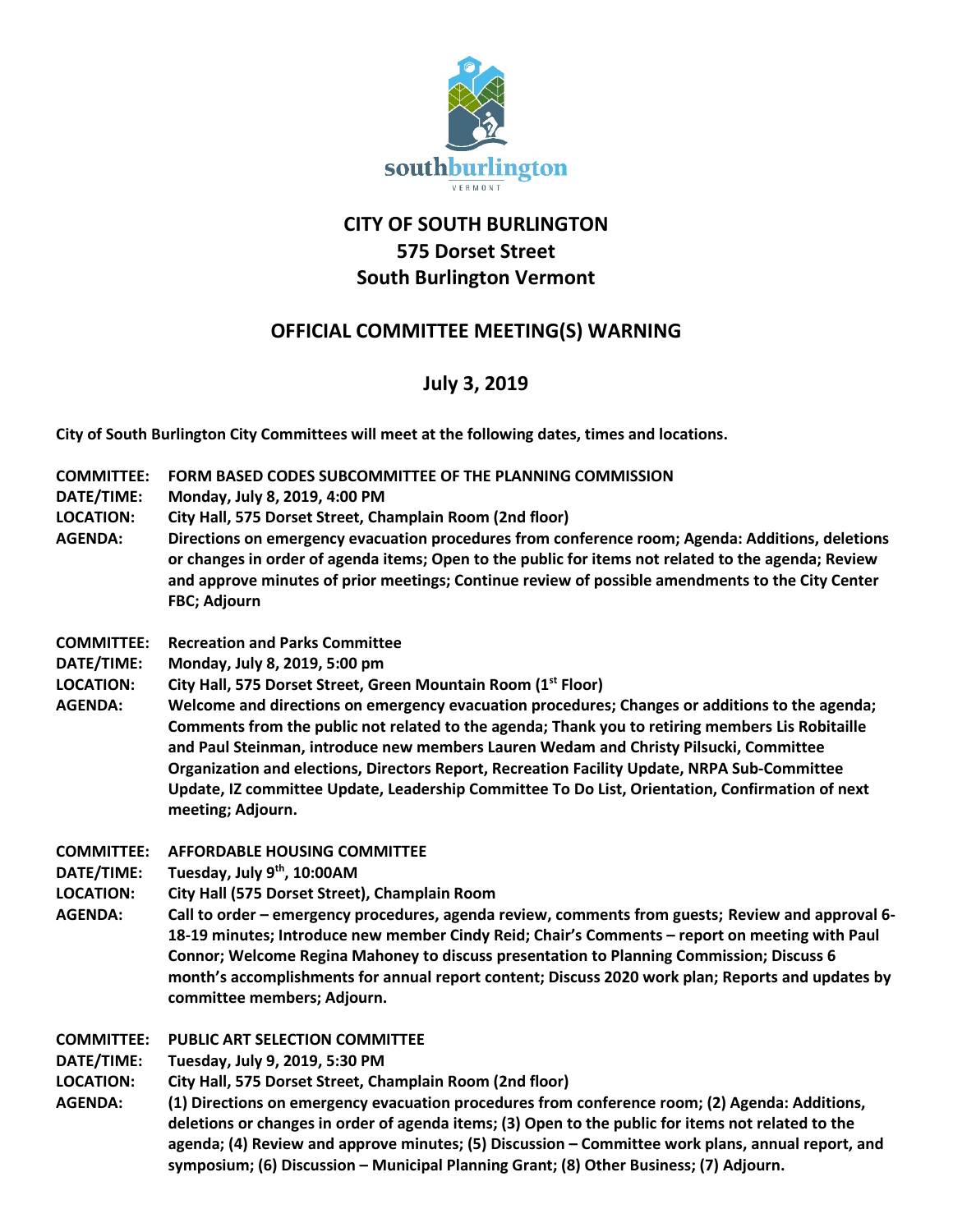southburlington
VERMONT

# CITY OF SOUTH BURLINGTON
## 575 Dorset Street
## South Burlington Vermont

## OFFICIAL COMMITTEE MEETING(S) WARNING

## July 3, 2019

**City of South Burlington City Committees will meet at the following dates, times and locations.**

**COMMITTEE:** **FORM BASED CODES SUBCOMMITTEE OF THE PLANNING COMMISSION**
**DATE/TIME:** **Monday, July 8, 2019, 4:00 PM**
**LOCATION:** **City Hall, 575 Dorset Street, Champlain Room (2nd floor)**
**AGENDA:** **Directions on emergency evacuation procedures from conference room; Agenda: Additions, deletions or changes in order of agenda items; Open to the public for items not related to the agenda; Review and approve minutes of prior meetings; Continue review of possible amendments to the City Center FBC; Adjourn**

**COMMITTEE:** **Recreation and Parks Committee**
**DATE/TIME:** **Monday, July 8, 2019, 5:00 pm**
**LOCATION:** **City Hall, 575 Dorset Street, Green Mountain Room (1st Floor)**
**AGENDA:** **Welcome and directions on emergency evacuation procedures; Changes or additions to the agenda; Comments from the public not related to the agenda; Thank you to retiring members Lis Robitaille and Paul Steinman, introduce new members Lauren Wedam and Christy Pilsucki, Committee Organization and elections, Directors Report, Recreation Facility Update, NRPA Sub-Committee Update, IZ committee Update, Leadership Committee To Do List, Orientation, Confirmation of next meeting; Adjourn.**

**COMMITTEE:** **AFFORDABLE HOUSING COMMITTEE**
**DATE/TIME:** **Tuesday, July 9th, 10:00AM**
**LOCATION:** **City Hall (575 Dorset Street), Champlain Room**
**AGENDA:** **Call to order – emergency procedures, agenda review, comments from guests; Review and approval 6-18-19 minutes; Introduce new member Cindy Reid; Chair's Comments – report on meeting with Paul Connor; Welcome Regina Mahoney to discuss presentation to Planning Commission; Discuss 6 month's accomplishments for annual report content; Discuss 2020 work plan; Reports and updates by committee members; Adjourn.**

**COMMITTEE:** **PUBLIC ART SELECTION COMMITTEE**
**DATE/TIME:** **Tuesday, July 9, 2019, 5:30 PM**
**LOCATION:** **City Hall, 575 Dorset Street, Champlain Room (2nd floor)**
**AGENDA:** **(1) Directions on emergency evacuation procedures from conference room; (2) Agenda: Additions, deletions or changes in order of agenda items; (3) Open to the public for items not related to the agenda; (4) Review and approve minutes; (5) Discussion – Committee work plans, annual report, and symposium; (6) Discussion – Municipal Planning Grant; (8) Other Business; (7) Adjourn.**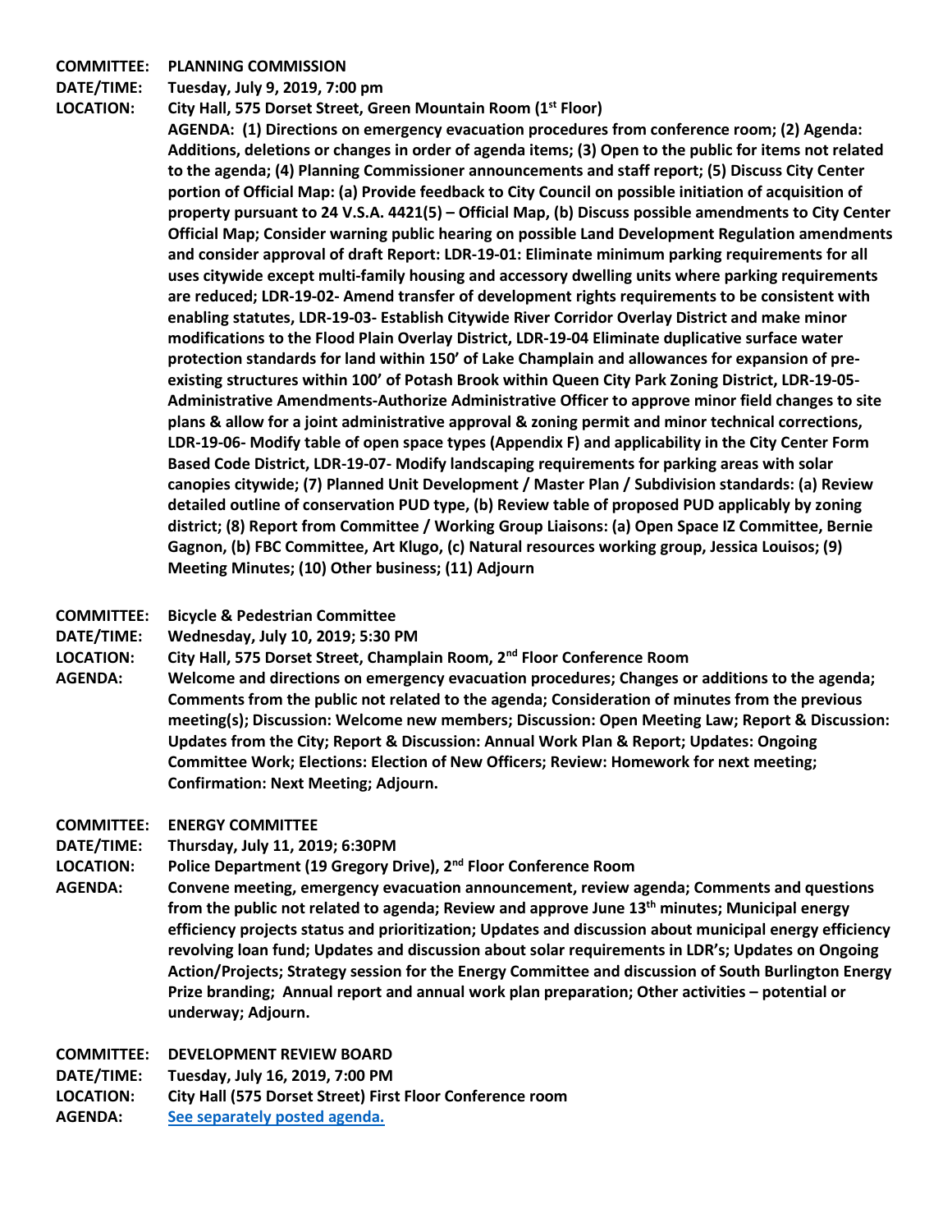**COMMITTEE: PLANNING COMMISSION**

**DATE/TIME: Tuesday, July 9, 2019, 7:00 pm**

**LOCATION: City Hall, 575 Dorset Street, Green Mountain Room (1st Floor)**

**AGENDA: (1) Directions on emergency evacuation procedures from conference room; (2) Agenda: Additions, deletions or changes in order of agenda items; (3) Open to the public for items not related to the agenda; (4) Planning Commissioner announcements and staff report; (5) Discuss City Center portion of Official Map: (a) Provide feedback to City Council on possible initiation of acquisition of property pursuant to 24 V.S.A. 4421(5) – Official Map, (b) Discuss possible amendments to City Center Official Map; Consider warning public hearing on possible Land Development Regulation amendments and consider approval of draft Report: LDR-19-01: Eliminate minimum parking requirements for all uses citywide except multi-family housing and accessory dwelling units where parking requirements are reduced; LDR-19-02- Amend transfer of development rights requirements to be consistent with enabling statutes, LDR-19-03- Establish Citywide River Corridor Overlay District and make minor modifications to the Flood Plain Overlay District, LDR-19-04 Eliminate duplicative surface water protection standards for land within 150' of Lake Champlain and allowances for expansion of pre-existing structures within 100' of Potash Brook within Queen City Park Zoning District, LDR-19-05- Administrative Amendments-Authorize Administrative Officer to approve minor field changes to site plans & allow for a joint administrative approval & zoning permit and minor technical corrections, LDR-19-06- Modify table of open space types (Appendix F) and applicability in the City Center Form Based Code District, LDR-19-07- Modify landscaping requirements for parking areas with solar canopies citywide; (7) Planned Unit Development / Master Plan / Subdivision standards: (a) Review detailed outline of conservation PUD type, (b) Review table of proposed PUD applicably by zoning district; (8) Report from Committee / Working Group Liaisons: (a) Open Space IZ Committee, Bernie Gagnon, (b) FBC Committee, Art Klugo, (c) Natural resources working group, Jessica Louisos; (9) Meeting Minutes; (10) Other business; (11) Adjourn**

**COMMITTEE: Bicycle & Pedestrian Committee**

**DATE/TIME: Wednesday, July 10, 2019; 5:30 PM**

**LOCATION: City Hall, 575 Dorset Street, Champlain Room, 2nd Floor Conference Room**

**AGENDA: Welcome and directions on emergency evacuation procedures; Changes or additions to the agenda; Comments from the public not related to the agenda; Consideration of minutes from the previous meeting(s); Discussion: Welcome new members; Discussion: Open Meeting Law; Report & Discussion: Updates from the City; Report & Discussion: Annual Work Plan & Report; Updates: Ongoing Committee Work; Elections: Election of New Officers; Review: Homework for next meeting; Confirmation: Next Meeting; Adjourn.**

**COMMITTEE: ENERGY COMMITTEE**

**DATE/TIME: Thursday, July 11, 2019; 6:30PM**

**LOCATION: Police Department (19 Gregory Drive), 2nd Floor Conference Room**

**AGENDA: Convene meeting, emergency evacuation announcement, review agenda; Comments and questions from the public not related to agenda; Review and approve June 13th minutes; Municipal energy efficiency projects status and prioritization; Updates and discussion about municipal energy efficiency revolving loan fund; Updates and discussion about solar requirements in LDR's; Updates on Ongoing Action/Projects; Strategy session for the Energy Committee and discussion of South Burlington Energy Prize branding; Annual report and annual work plan preparation; Other activities – potential or underway; Adjourn.**

**COMMITTEE: DEVELOPMENT REVIEW BOARD**

**DATE/TIME: Tuesday, July 16, 2019, 7:00 PM**

**LOCATION: City Hall (575 Dorset Street) First Floor Conference room**

**AGENDA: See separately posted agenda.**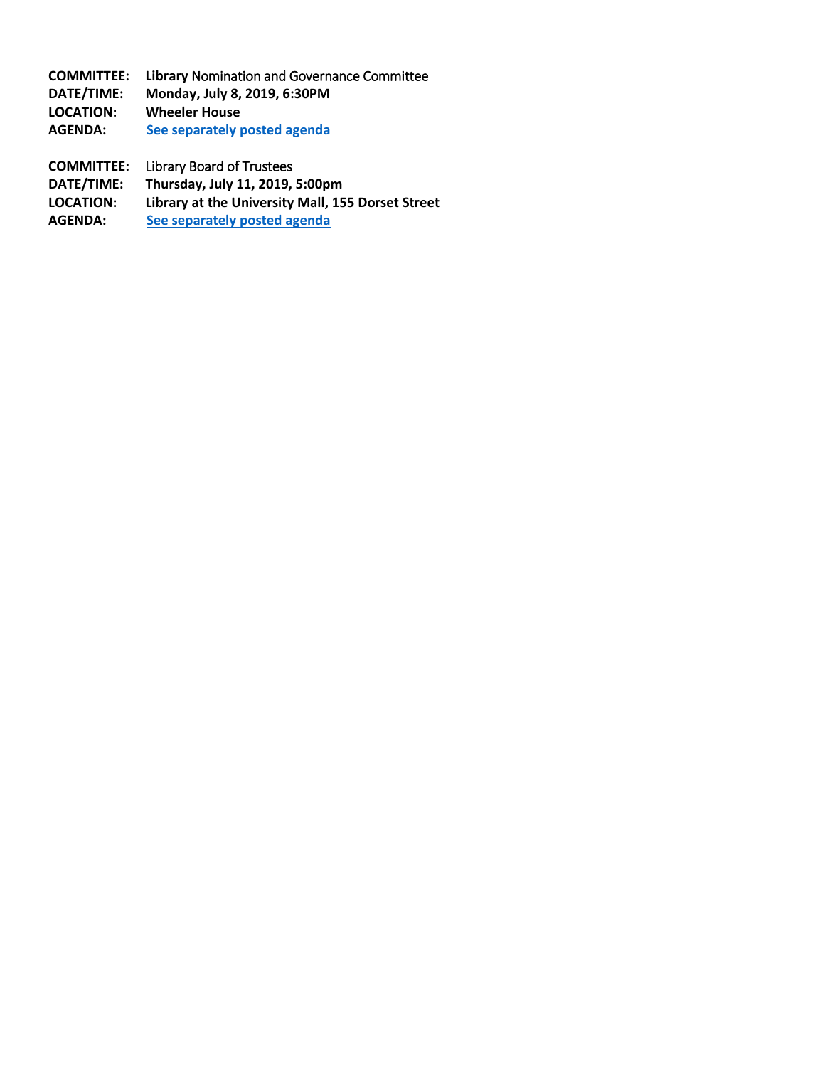**COMMITTEE:** **Library** Nomination and Governance Committee
**DATE/TIME:** **Monday, July 8, 2019, 6:30PM**
**LOCATION:** **Wheeler House**
**AGENDA:** **See separately posted agenda**

**COMMITTEE:** Library Board of Trustees
**DATE/TIME:** **Thursday, July 11, 2019, 5:00pm**
**LOCATION:** **Library at the University Mall, 155 Dorset Street**
**AGENDA:** **See separately posted agenda**